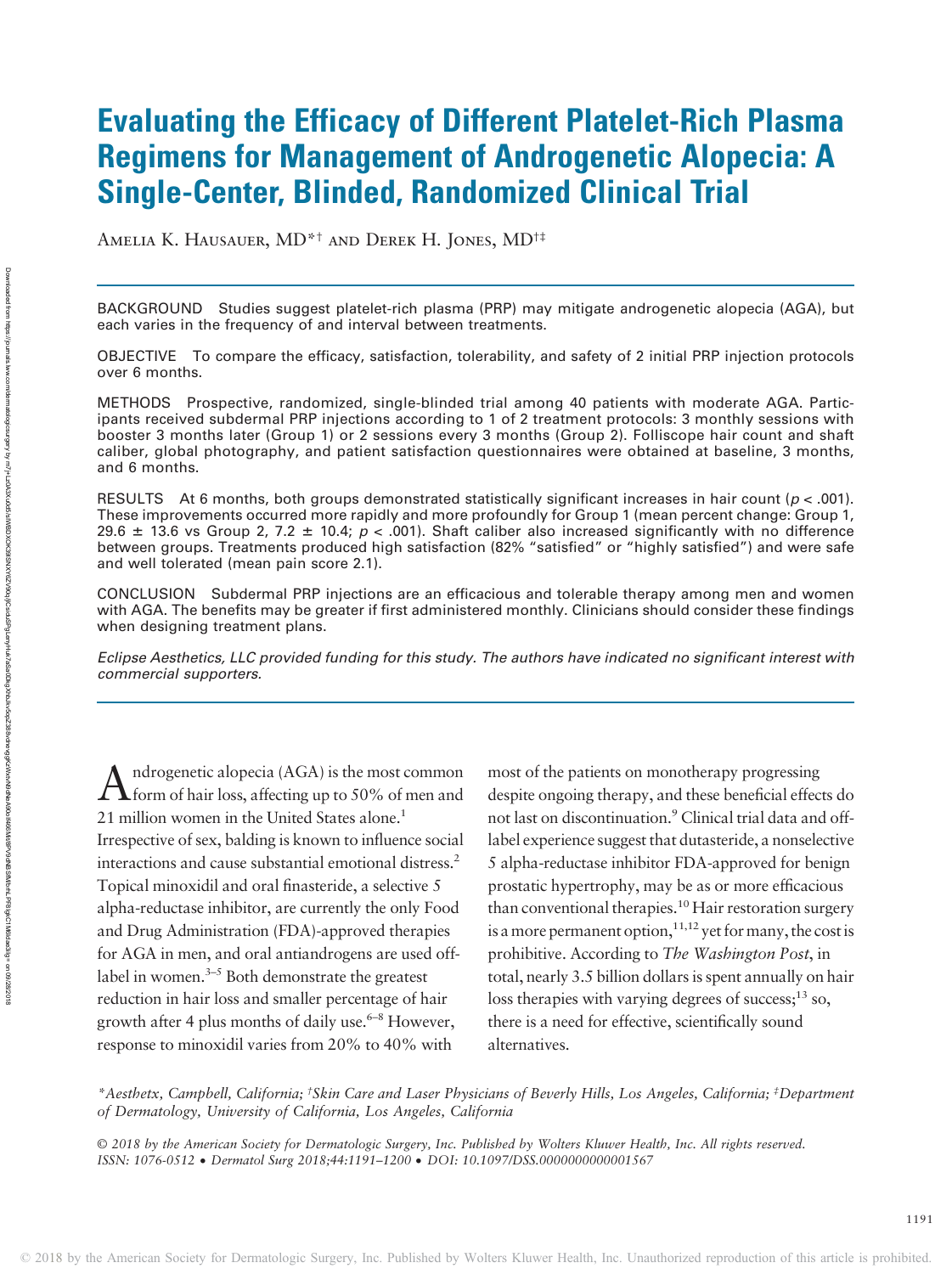# Evaluating the Efficacy of Different Platelet-Rich Plasma Regimens for Management of Androgenetic Alopecia: A Single-Center, Blinded, Randomized Clinical Trial

Amelia K. Hausauer, MD*† and Derek H. Jones, MD†‡

BACKGROUND Studies suggest platelet-rich plasma (PRP) may mitigate androgenetic alopecia (AGA), but each varies in the frequency of and interval between treatments.

OBJECTIVE To compare the efficacy, satisfaction, tolerability, and safety of 2 initial PRP injection protocols over 6 months.

METHODS Prospective, randomized, single-blinded trial among 40 patients with moderate AGA. Participants received subdermal PRP injections according to 1 of 2 treatment protocols: 3 monthly sessions with booster 3 months later (Group 1) or 2 sessions every 3 months (Group 2). Folliscope hair count and shaft caliber, global photography, and patient satisfaction questionnaires were obtained at baseline, 3 months, and 6 months.

RESULTS At 6 months, both groups demonstrated statistically significant increases in hair count ($p < .001$). These improvements occurred more rapidly and more profoundly for Group 1 (mean percent change: Group 1, $29.6 \pm 13.6$ vs Group 2, $7.2 \pm 10.4$; $p < .001$). Shaft caliber also increased significantly with no difference between groups. Treatments produced high satisfaction (82% "satisfied" or "highly satisfied") and were safe and well tolerated (mean pain score 2.1).

CONCLUSION Subdermal PRP injections are an efficacious and tolerable therapy among men and women with AGA. The benefits may be greater if first administered monthly. Clinicians should consider these findings when designing treatment plans.

*Eclipse Aesthetics, LLC provided funding for this study. The authors have indicated no significant interest with commercial supporters.*

Androgenetic alopecia (AGA) is the most common form of hair loss, affecting up to 50% of men and 21 million women in the United States alone.[1] Irrespective of sex, balding is known to influence social interactions and cause substantial emotional distress.[2] Topical minoxidil and oral finasteride, a selective 5 alpha-reductase inhibitor, are currently the only Food and Drug Administration (FDA)-approved therapies for AGA in men, and oral antiandrogens are used off-label in women.[3–5] Both demonstrate the greatest reduction in hair loss and smaller percentage of hair growth after 4 plus months of daily use.[6–8] However, response to minoxidil varies from 20% to 40% with most of the patients on monotherapy progressing despite ongoing therapy, and these beneficial effects do not last on discontinuation.[9] Clinical trial data and off-label experience suggest that dutasteride, a nonselective 5 alpha-reductase inhibitor FDA-approved for benign prostatic hypertrophy, may be as or more efficacious than conventional therapies.[10] Hair restoration surgery is a more permanent option,[11,12] yet for many, the cost is prohibitive. According to *The Washington Post*, in total, nearly 3.5 billion dollars is spent annually on hair loss therapies with varying degrees of success;[13] so, there is a need for effective, scientifically sound alternatives.

*\*Aesthetx, Campbell, California; †Skin Care and Laser Physicians of Beverly Hills, Los Angeles, California; ‡Department of Dermatology, University of California, Los Angeles, California*

*© 2018 by the American Society for Dermatologic Surgery, Inc. Published by Wolters Kluwer Health, Inc. All rights reserved. ISSN: 1076-0512 • Dermatol Surg 2018;44:1191–1200 • DOI: 10.1097/DSS.0000000000001567*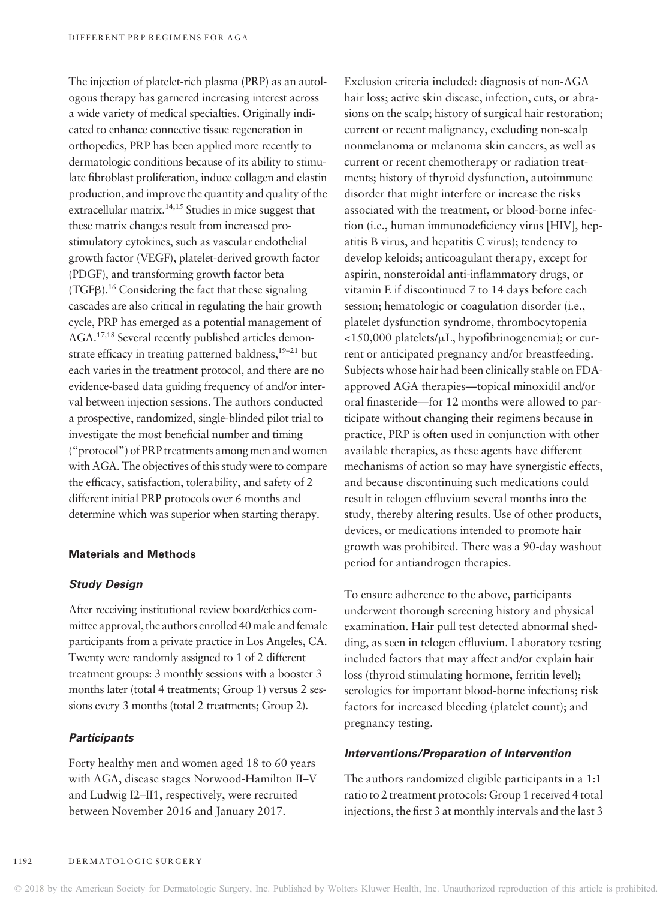The injection of platelet-rich plasma (PRP) as an autologous therapy has garnered increasing interest across a wide variety of medical specialties. Originally indicated to enhance connective tissue regeneration in orthopedics, PRP has been applied more recently to dermatologic conditions because of its ability to stimulate fibroblast proliferation, induce collagen and elastin production, and improve the quantity and quality of the extracellular matrix.[14,15] Studies in mice suggest that these matrix changes result from increased pro-stimulatory cytokines, such as vascular endothelial growth factor (VEGF), platelet-derived growth factor (PDGF), and transforming growth factor beta (TGFβ).[16] Considering the fact that these signaling cascades are also critical in regulating the hair growth cycle, PRP has emerged as a potential management of AGA.[17,18] Several recently published articles demonstrate efficacy in treating patterned baldness,[19–21] but each varies in the treatment protocol, and there are no evidence-based data guiding frequency of and/or interval between injection sessions. The authors conducted a prospective, randomized, single-blinded pilot trial to investigate the most beneficial number and timing ("protocol") of PRP treatments among men and women with AGA. The objectives of this study were to compare the efficacy, satisfaction, tolerability, and safety of 2 different initial PRP protocols over 6 months and determine which was superior when starting therapy.

## Materials and Methods

### *Study Design*

After receiving institutional review board/ethics committee approval, the authors enrolled 40 male and female participants from a private practice in Los Angeles, CA. Twenty were randomly assigned to 1 of 2 different treatment groups: 3 monthly sessions with a booster 3 months later (total 4 treatments; Group 1) versus 2 sessions every 3 months (total 2 treatments; Group 2).

### *Participants*

Forty healthy men and women aged 18 to 60 years with AGA, disease stages Norwood-Hamilton II–V and Ludwig I2–II1, respectively, were recruited between November 2016 and January 2017.

Exclusion criteria included: diagnosis of non-AGA hair loss; active skin disease, infection, cuts, or abrasions on the scalp; history of surgical hair restoration; current or recent malignancy, excluding non-scalp nonmelanoma or melanoma skin cancers, as well as current or recent chemotherapy or radiation treatments; history of thyroid dysfunction, autoimmune disorder that might interfere or increase the risks associated with the treatment, or blood-borne infection (i.e., human immunodeficiency virus [HIV], hepatitis B virus, and hepatitis C virus); tendency to develop keloids; anticoagulant therapy, except for aspirin, nonsteroidal anti-inflammatory drugs, or vitamin E if discontinued 7 to 14 days before each session; hematologic or coagulation disorder (i.e., platelet dysfunction syndrome, thrombocytopenia <150,000 platelets/μL, hypofibrinogenemia); or current or anticipated pregnancy and/or breastfeeding. Subjects whose hair had been clinically stable on FDA-approved AGA therapies—topical minoxidil and/or oral finasteride—for 12 months were allowed to participate without changing their regimens because in practice, PRP is often used in conjunction with other available therapies, as these agents have different mechanisms of action so may have synergistic effects, and because discontinuing such medications could result in telogen effluvium several months into the study, thereby altering results. Use of other products, devices, or medications intended to promote hair growth was prohibited. There was a 90-day washout period for antiandrogen therapies.

To ensure adherence to the above, participants underwent thorough screening history and physical examination. Hair pull test detected abnormal shedding, as seen in telogen effluvium. Laboratory testing included factors that may affect and/or explain hair loss (thyroid stimulating hormone, ferritin level); serologies for important blood-borne infections; risk factors for increased bleeding (platelet count); and pregnancy testing.

### *Interventions/Preparation of Intervention*

The authors randomized eligible participants in a 1:1 ratio to 2 treatment protocols: Group 1 received 4 total injections, the first 3 at monthly intervals and the last 3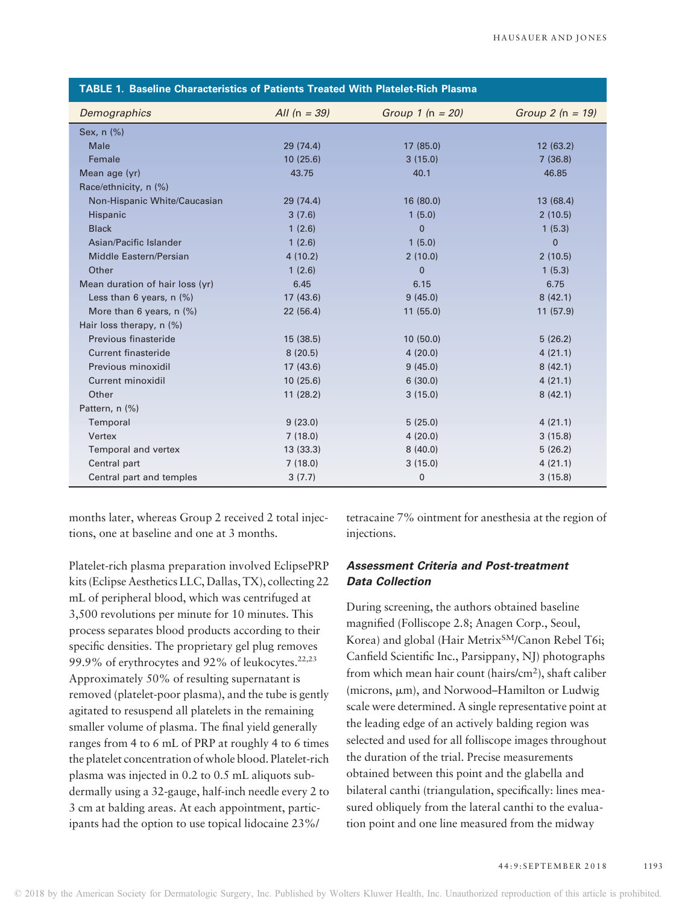**TABLE 1. Baseline Characteristics of Patients Treated With Platelet-Rich Plasma**

| *Demographics* | *All (n = 39)* | *Group 1 (n = 20)* | *Group 2 (n = 19)* |
|---|---|---|---|
| Sex, n (%) | | | |
| Male | 29 (74.4) | 17 (85.0) | 12 (63.2) |
| Female | 10 (25.6) | 3 (15.0) | 7 (36.8) |
| Mean age (yr) | 43.75 | 40.1 | 46.85 |
| Race/ethnicity, n (%) | | | |
| Non-Hispanic White/Caucasian | 29 (74.4) | 16 (80.0) | 13 (68.4) |
| Hispanic | 3 (7.6) | 1 (5.0) | 2 (10.5) |
| Black | 1 (2.6) | 0 | 1 (5.3) |
| Asian/Pacific Islander | 1 (2.6) | 1 (5.0) | 0 |
| Middle Eastern/Persian | 4 (10.2) | 2 (10.0) | 2 (10.5) |
| Other | 1 (2.6) | 0 | 1 (5.3) |
| Mean duration of hair loss (yr) | 6.45 | 6.15 | 6.75 |
| Less than 6 years, n (%) | 17 (43.6) | 9 (45.0) | 8 (42.1) |
| More than 6 years, n (%) | 22 (56.4) | 11 (55.0) | 11 (57.9) |
| Hair loss therapy, n (%) | | | |
| Previous finasteride | 15 (38.5) | 10 (50.0) | 5 (26.2) |
| Current finasteride | 8 (20.5) | 4 (20.0) | 4 (21.1) |
| Previous minoxidil | 17 (43.6) | 9 (45.0) | 8 (42.1) |
| Current minoxidil | 10 (25.6) | 6 (30.0) | 4 (21.1) |
| Other | 11 (28.2) | 3 (15.0) | 8 (42.1) |
| Pattern, n (%) | | | |
| Temporal | 9 (23.0) | 5 (25.0) | 4 (21.1) |
| Vertex | 7 (18.0) | 4 (20.0) | 3 (15.8) |
| Temporal and vertex | 13 (33.3) | 8 (40.0) | 5 (26.2) |
| Central part | 7 (18.0) | 3 (15.0) | 4 (21.1) |
| Central part and temples | 3 (7.7) | 0 | 3 (15.8) |

months later, whereas Group 2 received 2 total injections, one at baseline and one at 3 months.

Platelet-rich plasma preparation involved EclipsePRP kits (Eclipse Aesthetics LLC, Dallas, TX), collecting 22 mL of peripheral blood, which was centrifuged at 3,500 revolutions per minute for 10 minutes. This process separates blood products according to their specific densities. The proprietary gel plug removes 99.9% of erythrocytes and 92% of leukocytes.[22,23] Approximately 50% of resulting supernatant is removed (platelet-poor plasma), and the tube is gently agitated to resuspend all platelets in the remaining smaller volume of plasma. The final yield generally ranges from 4 to 6 mL of PRP at roughly 4 to 6 times the platelet concentration of whole blood. Platelet-rich plasma was injected in 0.2 to 0.5 mL aliquots subdermally using a 32-gauge, half-inch needle every 2 to 3 cm at balding areas. At each appointment, participants had the option to use topical lidocaine 23%/tetracaine 7% ointment for anesthesia at the region of injections.

### *Assessment Criteria and Post-treatment Data Collection*

During screening, the authors obtained baseline magnified (Folliscope 2.8; Anagen Corp., Seoul, Korea) and global (Hair Metrix[SM]/Canon Rebel T6i; Canfield Scientific Inc., Parsippany, NJ) photographs from which mean hair count (hairs/cm$^2$), shaft caliber (microns, μm), and Norwood–Hamilton or Ludwig scale were determined. A single representative point at the leading edge of an actively balding region was selected and used for all folliscope images throughout the duration of the trial. Precise measurements obtained between this point and the glabella and bilateral canthi (triangulation, specifically: lines measured obliquely from the lateral canthi to the evaluation point and one line measured from the midway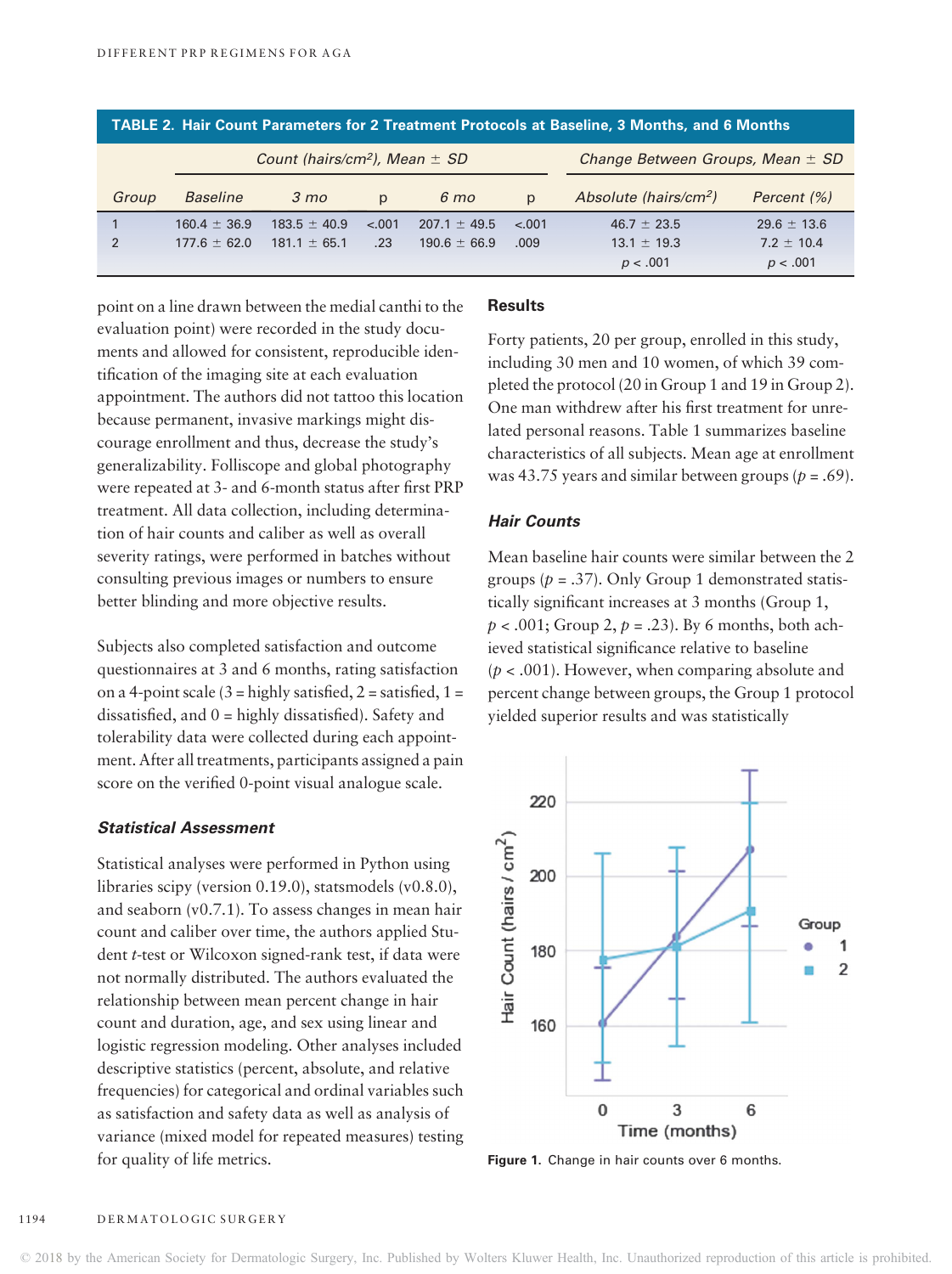**TABLE 2. Hair Count Parameters for 2 Treatment Protocols at Baseline, 3 Months, and 6 Months**

| | Count (hairs/cm$^2$), Mean ± SD | | | | | Change Between Groups, Mean ± SD | |
|---|---|---|---|---|---|---|---|
| Group | Baseline | 3 mo | p | 6 mo | p | Absolute (hairs/cm$^2$) | Percent (%) |
| 1 | 160.4 ± 36.9 | 183.5 ± 40.9 | <.001 | 207.1 ± 49.5 | <.001 | 46.7 ± 23.5 | 29.6 ± 13.6 |
| 2 | 177.6 ± 62.0 | 181.1 ± 65.1 | .23 | 190.6 ± 66.9 | .009 | 13.1 ± 19.3 | 7.2 ± 10.4 |
| | | | | | | $p < .001$ | $p < .001$ |

point on a line drawn between the medial canthi to the evaluation point) were recorded in the study documents and allowed for consistent, reproducible identification of the imaging site at each evaluation appointment. The authors did not tattoo this location because permanent, invasive markings might discourage enrollment and thus, decrease the study's generalizability. Folliscope and global photography were repeated at 3- and 6-month status after first PRP treatment. All data collection, including determination of hair counts and caliber as well as overall severity ratings, were performed in batches without consulting previous images or numbers to ensure better blinding and more objective results.

Subjects also completed satisfaction and outcome questionnaires at 3 and 6 months, rating satisfaction on a 4-point scale (3 = highly satisfied, 2 = satisfied, 1 = dissatisfied, and 0 = highly dissatisfied). Safety and tolerability data were collected during each appointment. After all treatments, participants assigned a pain score on the verified 0-point visual analogue scale.

### *Statistical Assessment*

Statistical analyses were performed in Python using libraries scipy (version 0.19.0), statsmodels (v0.8.0), and seaborn (v0.7.1). To assess changes in mean hair count and caliber over time, the authors applied Student *t*-test or Wilcoxon signed-rank test, if data were not normally distributed. The authors evaluated the relationship between mean percent change in hair count and duration, age, and sex using linear and logistic regression modeling. Other analyses included descriptive statistics (percent, absolute, and relative frequencies) for categorical and ordinal variables such as satisfaction and safety data as well as analysis of variance (mixed model for repeated measures) testing for quality of life metrics.

## Results

Forty patients, 20 per group, enrolled in this study, including 30 men and 10 women, of which 39 completed the protocol (20 in Group 1 and 19 in Group 2). One man withdrew after his first treatment for unrelated personal reasons. Table 1 summarizes baseline characteristics of all subjects. Mean age at enrollment was 43.75 years and similar between groups ($p = .69$).

### *Hair Counts*

Mean baseline hair counts were similar between the 2 groups ($p = .37$). Only Group 1 demonstrated statistically significant increases at 3 months (Group 1, $p < .001$; Group 2, $p = .23$). By 6 months, both achieved statistical significance relative to baseline ($p < .001$). However, when comparing absolute and percent change between groups, the Group 1 protocol yielded superior results and was statistically

**Figure 1.** Change in hair counts over 6 months.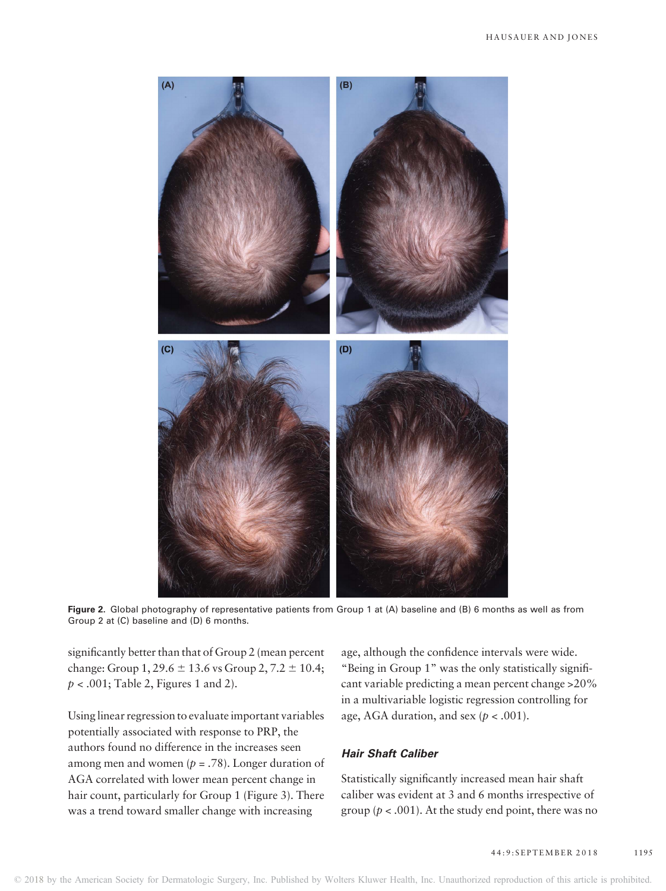Figure 2. Global photography of representative patients from Group 1 at (A) baseline and (B) 6 months as well as from Group 2 at (C) baseline and (D) 6 months.

significantly better than that of Group 2 (mean percent change: Group 1, 29.6 ± 13.6 vs Group 2, 7.2 ± 10.4; $p < .001$; Table 2, Figures 1 and 2).

Using linear regression to evaluate important variables potentially associated with response to PRP, the authors found no difference in the increases seen among men and women ($p = .78$). Longer duration of AGA correlated with lower mean percent change in hair count, particularly for Group 1 (Figure 3). There was a trend toward smaller change with increasing age, although the confidence intervals were wide. "Being in Group 1" was the only statistically significant variable predicting a mean percent change >20% in a multivariable logistic regression controlling for age, AGA duration, and sex ($p < .001$).

### *Hair Shaft Caliber*

Statistically significantly increased mean hair shaft caliber was evident at 3 and 6 months irrespective of group ($p < .001$). At the study end point, there was no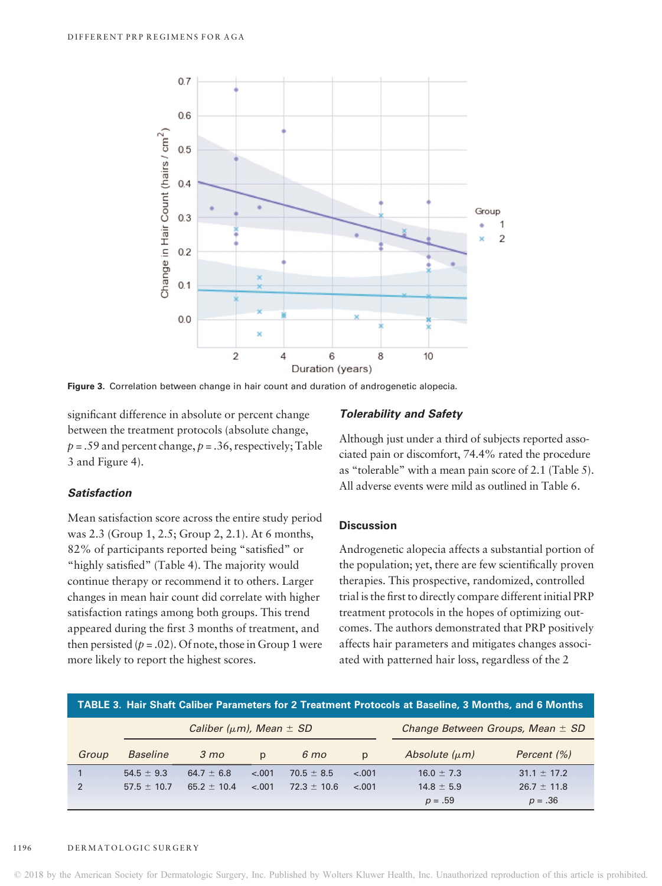Figure 3. Correlation between change in hair count and duration of androgenetic alopecia.

significant difference in absolute or percent change between the treatment protocols (absolute change, $p = .59$ and percent change, $p = .36$, respectively; Table 3 and Figure 4).

### Satisfaction

Mean satisfaction score across the entire study period was 2.3 (Group 1, 2.5; Group 2, 2.1). At 6 months, 82% of participants reported being "satisfied" or "highly satisfied" (Table 4). The majority would continue therapy or recommend it to others. Larger changes in mean hair count did correlate with higher satisfaction ratings among both groups. This trend appeared during the first 3 months of treatment, and then persisted ($p = .02$). Of note, those in Group 1 were more likely to report the highest scores.

### Tolerability and Safety

Although just under a third of subjects reported associated pain or discomfort, 74.4% rated the procedure as "tolerable" with a mean pain score of 2.1 (Table 5). All adverse events were mild as outlined in Table 6.

## Discussion

Androgenetic alopecia affects a substantial portion of the population; yet, there are few scientifically proven therapies. This prospective, randomized, controlled trial is the first to directly compare different initial PRP treatment protocols in the hopes of optimizing outcomes. The authors demonstrated that PRP positively affects hair parameters and mitigates changes associated with patterned hair loss, regardless of the 2

**TABLE 3. Hair Shaft Caliber Parameters for 2 Treatment Protocols at Baseline, 3 Months, and 6 Months**

| | *Caliber (μm), Mean ± SD* | | | | | *Change Between Groups, Mean ± SD* | |
|---|---|---|---|---|---|---|---|
| *Group* | *Baseline* | *3 mo* | *p* | *6 mo* | *p* | *Absolute (μm)* | *Percent (%)* |
| 1 | 54.5 ± 9.3 | 64.7 ± 6.8 | <.001 | 70.5 ± 8.5 | <.001 | 16.0 ± 7.3 | 31.1 ± 17.2 |
| 2 | 57.5 ± 10.7 | 65.2 ± 10.4 | <.001 | 72.3 ± 10.6 | <.001 | 14.8 ± 5.9 | 26.7 ± 11.8 |
| | | | | | | $p = .59$ | $p = .36$ |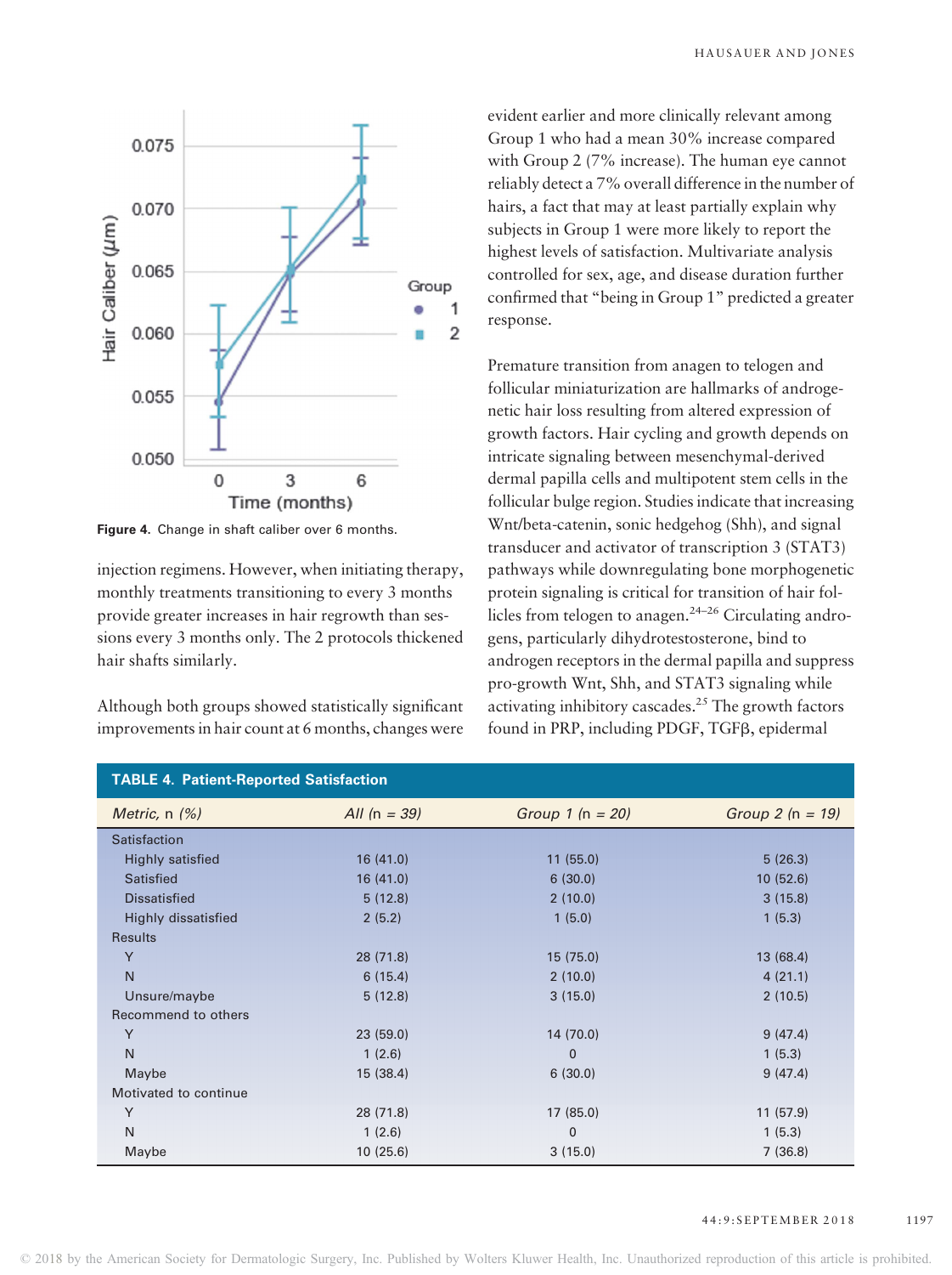Figure 4. Change in shaft caliber over 6 months.

injection regimens. However, when initiating therapy, monthly treatments transitioning to every 3 months provide greater increases in hair regrowth than sessions every 3 months only. The 2 protocols thickened hair shafts similarly.

Although both groups showed statistically significant improvements in hair count at 6 months, changes were evident earlier and more clinically relevant among Group 1 who had a mean 30% increase compared with Group 2 (7% increase). The human eye cannot reliably detect a 7% overall difference in the number of hairs, a fact that may at least partially explain why subjects in Group 1 were more likely to report the highest levels of satisfaction. Multivariate analysis controlled for sex, age, and disease duration further confirmed that "being in Group 1" predicted a greater response.

Premature transition from anagen to telogen and follicular miniaturization are hallmarks of androgenetic hair loss resulting from altered expression of growth factors. Hair cycling and growth depends on intricate signaling between mesenchymal-derived dermal papilla cells and multipotent stem cells in the follicular bulge region. Studies indicate that increasing Wnt/beta-catenin, sonic hedgehog (Shh), and signal transducer and activator of transcription 3 (STAT3) pathways while downregulating bone morphogenetic protein signaling is critical for transition of hair follicles from telogen to anagen.[24–26] Circulating androgens, particularly dihydrotestosterone, bind to androgen receptors in the dermal papilla and suppress pro-growth Wnt, Shh, and STAT3 signaling while activating inhibitory cascades.[25] The growth factors found in PRP, including PDGF, TGFβ, epidermal

**TABLE 4. Patient-Reported Satisfaction**

| *Metric, n (%)* | *All (n = 39)* | *Group 1 (n = 20)* | *Group 2 (n = 19)* |
|---|---|---|---|
| Satisfaction | | | |
| Highly satisfied | 16 (41.0) | 11 (55.0) | 5 (26.3) |
| Satisfied | 16 (41.0) | 6 (30.0) | 10 (52.6) |
| Dissatisfied | 5 (12.8) | 2 (10.0) | 3 (15.8) |
| Highly dissatisfied | 2 (5.2) | 1 (5.0) | 1 (5.3) |
| Results | | | |
| Y | 28 (71.8) | 15 (75.0) | 13 (68.4) |
| N | 6 (15.4) | 2 (10.0) | 4 (21.1) |
| Unsure/maybe | 5 (12.8) | 3 (15.0) | 2 (10.5) |
| Recommend to others | | | |
| Y | 23 (59.0) | 14 (70.0) | 9 (47.4) |
| N | 1 (2.6) | 0 | 1 (5.3) |
| Maybe | 15 (38.4) | 6 (30.0) | 9 (47.4) |
| Motivated to continue | | | |
| Y | 28 (71.8) | 17 (85.0) | 11 (57.9) |
| N | 1 (2.6) | 0 | 1 (5.3) |
| Maybe | 10 (25.6) | 3 (15.0) | 7 (36.8) |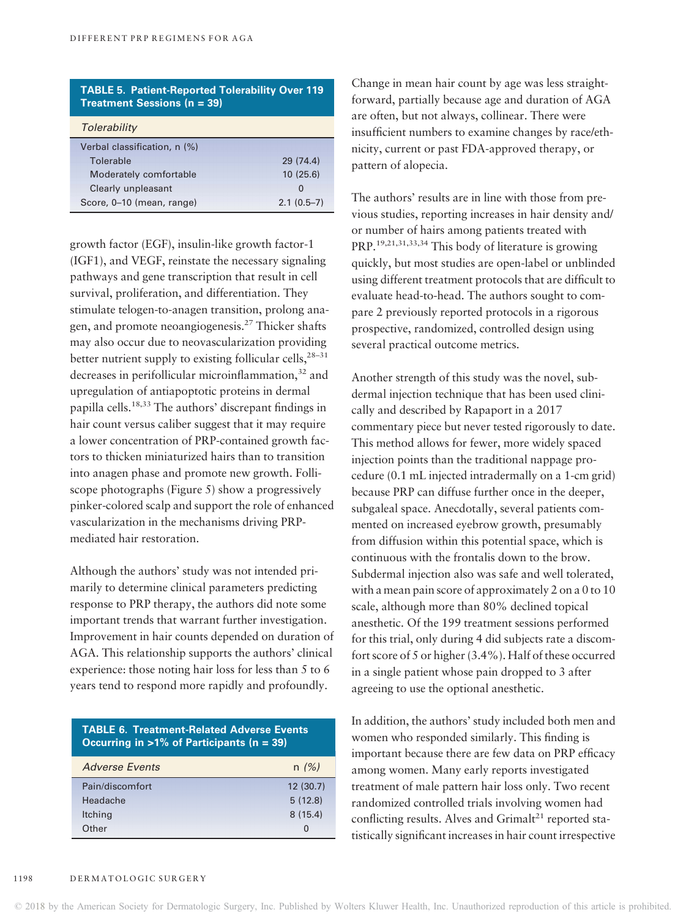**TABLE 5. Patient-Reported Tolerability Over 119 Treatment Sessions (n = 39)**

| *Tolerability* | |
|---|---|
| Verbal classification, n (%) | |
| Tolerable | 29 (74.4) |
| Moderately comfortable | 10 (25.6) |
| Clearly unpleasant | 0 |
| Score, 0–10 (mean, range) | 2.1 (0.5–7) |

growth factor (EGF), insulin-like growth factor-1 (IGF1), and VEGF, reinstate the necessary signaling pathways and gene transcription that result in cell survival, proliferation, and differentiation. They stimulate telogen-to-anagen transition, prolong anagen, and promote neoangiogenesis.[27] Thicker shafts may also occur due to neovascularization providing better nutrient supply to existing follicular cells,[28–31] decreases in perifollicular microinflammation,[32] and upregulation of antiapoptotic proteins in dermal papilla cells.[18,33] The authors' discrepant findings in hair count versus caliber suggest that it may require a lower concentration of PRP-contained growth factors to thicken miniaturized hairs than to transition into anagen phase and promote new growth. Folliscope photographs (Figure 5) show a progressively pinker-colored scalp and support the role of enhanced vascularization in the mechanisms driving PRP-mediated hair restoration.

Although the authors' study was not intended primarily to determine clinical parameters predicting response to PRP therapy, the authors did note some important trends that warrant further investigation. Improvement in hair counts depended on duration of AGA. This relationship supports the authors' clinical experience: those noting hair loss for less than 5 to 6 years tend to respond more rapidly and profoundly.

**TABLE 6. Treatment-Related Adverse Events Occurring in >1% of Participants (n = 39)**

| *Adverse Events* | n *(%)* |
|---|---|
| Pain/discomfort | 12 (30.7) |
| Headache | 5 (12.8) |
| Itching | 8 (15.4) |
| Other | 0 |

Change in mean hair count by age was less straightforward, partially because age and duration of AGA are often, but not always, collinear. There were insufficient numbers to examine changes by race/ethnicity, current or past FDA-approved therapy, or pattern of alopecia.

The authors' results are in line with those from previous studies, reporting increases in hair density and/or number of hairs among patients treated with PRP.[19,21,31,33,34] This body of literature is growing quickly, but most studies are open-label or unblinded using different treatment protocols that are difficult to evaluate head-to-head. The authors sought to compare 2 previously reported protocols in a rigorous prospective, randomized, controlled design using several practical outcome metrics.

Another strength of this study was the novel, subdermal injection technique that has been used clinically and described by Rapaport in a 2017 commentary piece but never tested rigorously to date. This method allows for fewer, more widely spaced injection points than the traditional nappage procedure (0.1 mL injected intradermally on a 1-cm grid) because PRP can diffuse further once in the deeper, subgaleal space. Anecdotally, several patients commented on increased eyebrow growth, presumably from diffusion within this potential space, which is continuous with the frontalis down to the brow. Subdermal injection also was safe and well tolerated, with a mean pain score of approximately 2 on a 0 to 10 scale, although more than 80% declined topical anesthetic. Of the 199 treatment sessions performed for this trial, only during 4 did subjects rate a discomfort score of 5 or higher (3.4%). Half of these occurred in a single patient whose pain dropped to 3 after agreeing to use the optional anesthetic.

In addition, the authors' study included both men and women who responded similarly. This finding is important because there are few data on PRP efficacy among women. Many early reports investigated treatment of male pattern hair loss only. Two recent randomized controlled trials involving women had conflicting results. Alves and Grimalt[21] reported statistically significant increases in hair count irrespective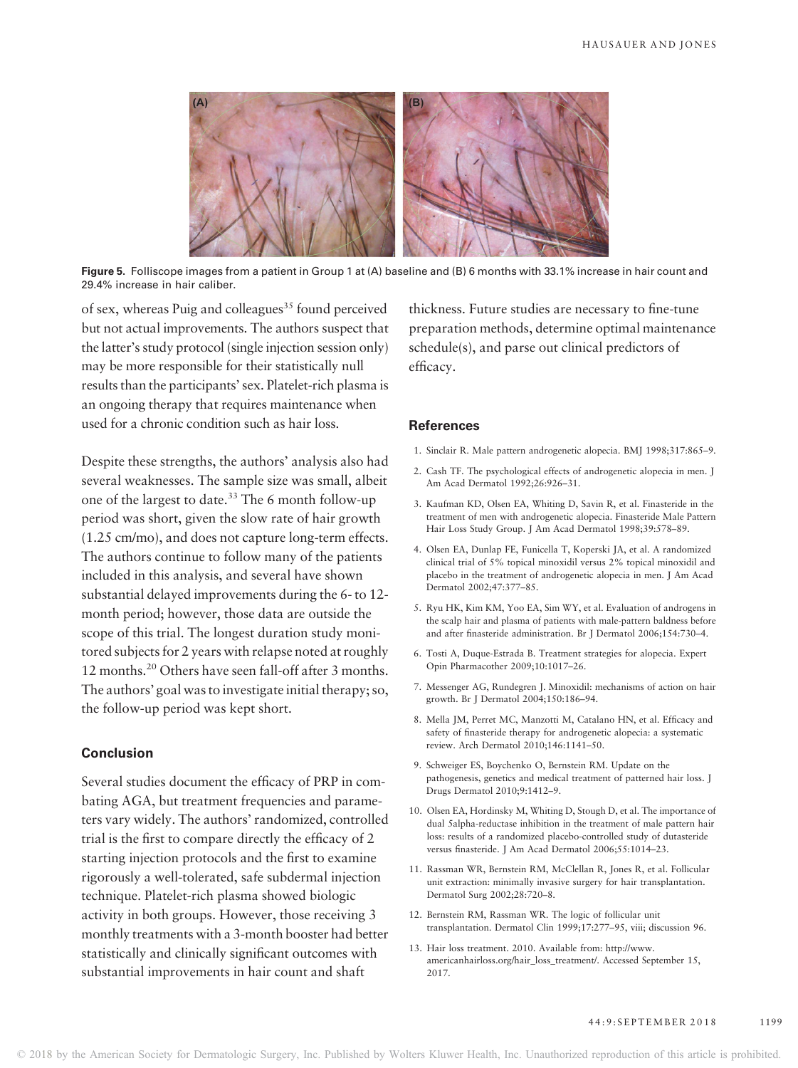**Figure 5.** Folliscope images from a patient in Group 1 at (A) baseline and (B) 6 months with 33.1% increase in hair count and 29.4% increase in hair caliber.

of sex, whereas Puig and colleagues[35] found perceived but not actual improvements. The authors suspect that the latter's study protocol (single injection session only) may be more responsible for their statistically null results than the participants' sex. Platelet-rich plasma is an ongoing therapy that requires maintenance when used for a chronic condition such as hair loss.

Despite these strengths, the authors' analysis also had several weaknesses. The sample size was small, albeit one of the largest to date.[33] The 6 month follow-up period was short, given the slow rate of hair growth (1.25 cm/mo), and does not capture long-term effects. The authors continue to follow many of the patients included in this analysis, and several have shown substantial delayed improvements during the 6- to 12-month period; however, those data are outside the scope of this trial. The longest duration study monitored subjects for 2 years with relapse noted at roughly 12 months.[20] Others have seen fall-off after 3 months. The authors' goal was to investigate initial therapy; so, the follow-up period was kept short.

## Conclusion

Several studies document the efficacy of PRP in combating AGA, but treatment frequencies and parameters vary widely. The authors' randomized, controlled trial is the first to compare directly the efficacy of 2 starting injection protocols and the first to examine rigorously a well-tolerated, safe subdermal injection technique. Platelet-rich plasma showed biologic activity in both groups. However, those receiving 3 monthly treatments with a 3-month booster had better statistically and clinically significant outcomes with substantial improvements in hair count and shaft thickness. Future studies are necessary to fine-tune preparation methods, determine optimal maintenance schedule(s), and parse out clinical predictors of efficacy.

## References

1. Sinclair R. Male pattern androgenetic alopecia. BMJ 1998;317:865–9.
2. Cash TF. The psychological effects of androgenetic alopecia in men. J Am Acad Dermatol 1992;26:926–31.
3. Kaufman KD, Olsen EA, Whiting D, Savin R, et al. Finasteride in the treatment of men with androgenetic alopecia. Finasteride Male Pattern Hair Loss Study Group. J Am Acad Dermatol 1998;39:578–89.
4. Olsen EA, Dunlap FE, Funicella T, Koperski JA, et al. A randomized clinical trial of 5% topical minoxidil versus 2% topical minoxidil and placebo in the treatment of androgenetic alopecia in men. J Am Acad Dermatol 2002;47:377–85.
5. Ryu HK, Kim KM, Yoo EA, Sim WY, et al. Evaluation of androgens in the scalp hair and plasma of patients with male-pattern baldness before and after finasteride administration. Br J Dermatol 2006;154:730–4.
6. Tosti A, Duque-Estrada B. Treatment strategies for alopecia. Expert Opin Pharmacother 2009;10:1017–26.
7. Messenger AG, Rundegren J. Minoxidil: mechanisms of action on hair growth. Br J Dermatol 2004;150:186–94.
8. Mella JM, Perret MC, Manzotti M, Catalano HN, et al. Efficacy and safety of finasteride therapy for androgenetic alopecia: a systematic review. Arch Dermatol 2010;146:1141–50.
9. Schweiger ES, Boychenko O, Bernstein RM. Update on the pathogenesis, genetics and medical treatment of patterned hair loss. J Drugs Dermatol 2010;9:1412–9.
10. Olsen EA, Hordinsky M, Whiting D, Stough D, et al. The importance of dual 5alpha-reductase inhibition in the treatment of male pattern hair loss: results of a randomized placebo-controlled study of dutasteride versus finasteride. J Am Acad Dermatol 2006;55:1014–23.
11. Rassman WR, Bernstein RM, McClellan R, Jones R, et al. Follicular unit extraction: minimally invasive surgery for hair transplantation. Dermatol Surg 2002;28:720–8.
12. Bernstein RM, Rassman WR. The logic of follicular unit transplantation. Dermatol Clin 1999;17:277–95, viii; discussion 96.
13. Hair loss treatment. 2010. Available from: http://www.americanhairloss.org/hair_loss_treatment/. Accessed September 15, 2017.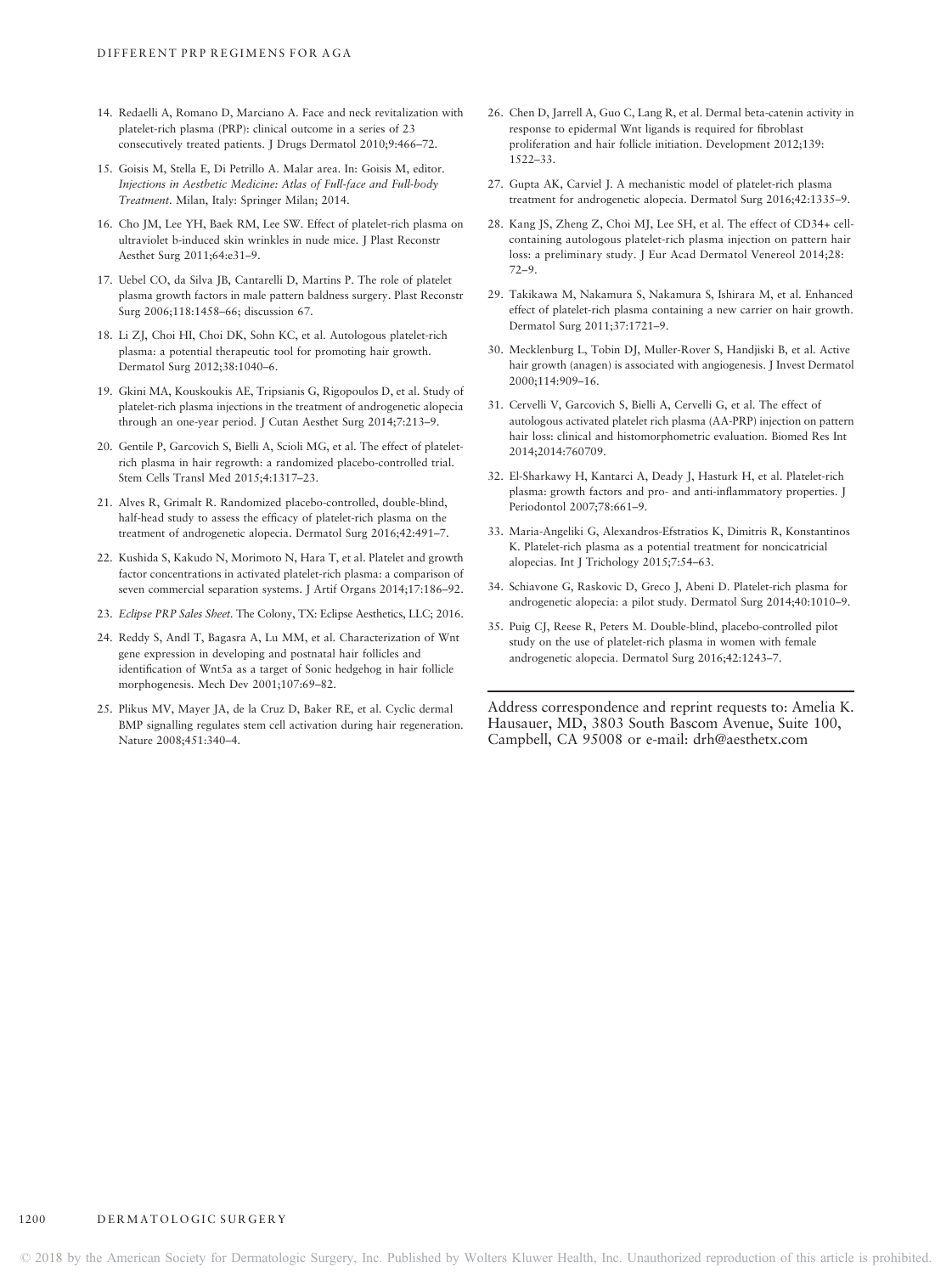14. Redaelli A, Romano D, Marciano A. Face and neck revitalization with platelet-rich plasma (PRP): clinical outcome in a series of 23 consecutively treated patients. J Drugs Dermatol 2010;9:466–72.
15. Goisis M, Stella E, Di Petrillo A. Malar area. In: Goisis M, editor. *Injections in Aesthetic Medicine: Atlas of Full-face and Full-body Treatment*. Milan, Italy: Springer Milan; 2014.
16. Cho JM, Lee YH, Baek RM, Lee SW. Effect of platelet-rich plasma on ultraviolet b-induced skin wrinkles in nude mice. J Plast Reconstr Aesthet Surg 2011;64:e31–9.
17. Uebel CO, da Silva JB, Cantarelli D, Martins P. The role of platelet plasma growth factors in male pattern baldness surgery. Plast Reconstr Surg 2006;118:1458–66; discussion 67.
18. Li ZJ, Choi HI, Choi DK, Sohn KC, et al. Autologous platelet-rich plasma: a potential therapeutic tool for promoting hair growth. Dermatol Surg 2012;38:1040–6.
19. Gkini MA, Kouskoukis AE, Tripsianis G, Rigopoulos D, et al. Study of platelet-rich plasma injections in the treatment of androgenetic alopecia through an one-year period. J Cutan Aesthet Surg 2014;7:213–9.
20. Gentile P, Garcovich S, Bielli A, Scioli MG, et al. The effect of platelet-rich plasma in hair regrowth: a randomized placebo-controlled trial. Stem Cells Transl Med 2015;4:1317–23.
21. Alves R, Grimalt R. Randomized placebo-controlled, double-blind, half-head study to assess the efficacy of platelet-rich plasma on the treatment of androgenetic alopecia. Dermatol Surg 2016;42:491–7.
22. Kushida S, Kakudo N, Morimoto N, Hara T, et al. Platelet and growth factor concentrations in activated platelet-rich plasma: a comparison of seven commercial separation systems. J Artif Organs 2014;17:186–92.
23. *Eclipse PRP Sales Sheet*. The Colony, TX: Eclipse Aesthetics, LLC; 2016.
24. Reddy S, Andl T, Bagasra A, Lu MM, et al. Characterization of Wnt gene expression in developing and postnatal hair follicles and identification of Wnt5a as a target of Sonic hedgehog in hair follicle morphogenesis. Mech Dev 2001;107:69–82.
25. Plikus MV, Mayer JA, de la Cruz D, Baker RE, et al. Cyclic dermal BMP signalling regulates stem cell activation during hair regeneration. Nature 2008;451:340–4.
26. Chen D, Jarrell A, Guo C, Lang R, et al. Dermal beta-catenin activity in response to epidermal Wnt ligands is required for fibroblast proliferation and hair follicle initiation. Development 2012;139:1522–33.
27. Gupta AK, Carviel J. A mechanistic model of platelet-rich plasma treatment for androgenetic alopecia. Dermatol Surg 2016;42:1335–9.
28. Kang JS, Zheng Z, Choi MJ, Lee SH, et al. The effect of CD34+ cell-containing autologous platelet-rich plasma injection on pattern hair loss: a preliminary study. J Eur Acad Dermatol Venereol 2014;28:72–9.
29. Takikawa M, Nakamura S, Nakamura S, Ishirara M, et al. Enhanced effect of platelet-rich plasma containing a new carrier on hair growth. Dermatol Surg 2011;37:1721–9.
30. Mecklenburg L, Tobin DJ, Muller-Rover S, Handjiski B, et al. Active hair growth (anagen) is associated with angiogenesis. J Invest Dermatol 2000;114:909–16.
31. Cervelli V, Garcovich S, Bielli A, Cervelli G, et al. The effect of autologous activated platelet rich plasma (AA-PRP) injection on pattern hair loss: clinical and histomorphometric evaluation. Biomed Res Int 2014;2014:760709.
32. El-Sharkawy H, Kantarci A, Deady J, Hasturk H, et al. Platelet-rich plasma: growth factors and pro- and anti-inflammatory properties. J Periodontol 2007;78:661–9.
33. Maria-Angeliki G, Alexandros-Efstratios K, Dimitris R, Konstantinos K. Platelet-rich plasma as a potential treatment for noncicatricial alopecias. Int J Trichology 2015;7:54–63.
34. Schiavone G, Raskovic D, Greco J, Abeni D. Platelet-rich plasma for androgenetic alopecia: a pilot study. Dermatol Surg 2014;40:1010–9.
35. Puig CJ, Reese R, Peters M. Double-blind, placebo-controlled pilot study on the use of platelet-rich plasma in women with female androgenetic alopecia. Dermatol Surg 2016;42:1243–7.

Address correspondence and reprint requests to: Amelia K. Hausauer, MD, 3803 South Bascom Avenue, Suite 100, Campbell, CA 95008 or e-mail: drh@aesthetx.com